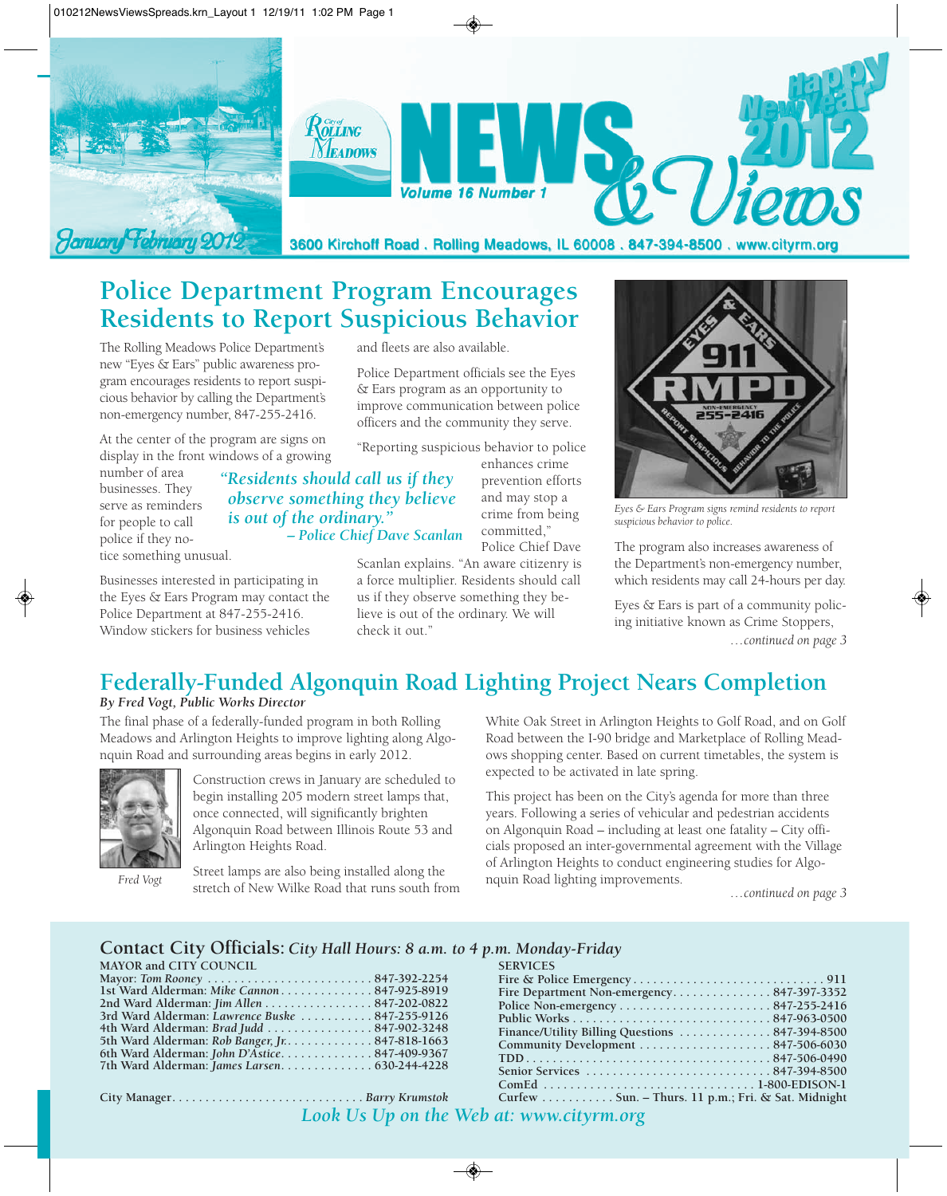# City of Rolling Meadows NEWS & Views

Volume 16 Number 1

January/February 2012

Happy New Year 2012

3600 Kirchoff Road . Rolling Meadows, IL 60008 . 847-394-8500 . www.cityrm.org

## Police Department Program Encourages Residents to Report Suspicious Behavior

The Rolling Meadows Police Department's new "Eyes & Ears" public awareness program encourages residents to report suspicious behavior by calling the Department's non-emergency number, 847-255-2416.

At the center of the program are signs on display in the front windows of a growing number of area businesses. They serve as reminders for people to call police if they notice something unusual.

*"Residents should call us if they observe something they believe is out of the ordinary." – Police Chief Dave Scanlan*

Businesses interested in participating in the Eyes & Ears Program may contact the Police Department at 847-255-2416. Window stickers for business vehicles and fleets are also available.

Police Department officials see the Eyes & Ears program as an opportunity to improve communication between police officers and the community they serve.

"Reporting suspicious behavior to police enhances crime prevention efforts and may stop a crime from being committed," Police Chief Dave Scanlan explains. "An aware citizenry is a force multiplier. Residents should call us if they observe something they believe is out of the ordinary. We will check it out."

*Eyes & Ears Program signs remind residents to report suspicious behavior to police.*

The program also increases awareness of the Department's non-emergency number, which residents may call 24-hours per day.

Eyes & Ears is part of a community policing initiative known as Crime Stoppers,

*…continued on page 3*

## Federally-Funded Algonquin Road Lighting Project Nears Completion

***By Fred Vogt, Public Works Director***

The final phase of a federally-funded program in both Rolling Meadows and Arlington Heights to improve lighting along Algonquin Road and surrounding areas begins in early 2012.

*Fred Vogt*

Construction crews in January are scheduled to begin installing 205 modern street lamps that, once connected, will significantly brighten Algonquin Road between Illinois Route 53 and Arlington Heights Road.

Street lamps are also being installed along the stretch of New Wilke Road that runs south from White Oak Street in Arlington Heights to Golf Road, and on Golf Road between the I-90 bridge and Marketplace of Rolling Meadows shopping center. Based on current timetables, the system is expected to be activated in late spring.

This project has been on the City's agenda for more than three years. Following a series of vehicular and pedestrian accidents on Algonquin Road – including at least one fatality – City officials proposed an inter-governmental agreement with the Village of Arlington Heights to conduct engineering studies for Algonquin Road lighting improvements.

*…continued on page 3*

## Contact City Officials: *City Hall Hours: 8 a.m. to 4 p.m. Monday-Friday*

**MAYOR and CITY COUNCIL**

| | |
|---|---|
| Mayor: *Tom Rooney* | 847-392-2254 |
| 1st Ward Alderman: *Mike Cannon* | 847-925-8919 |
| 2nd Ward Alderman: *Jim Allen* | 847-202-0822 |
| 3rd Ward Alderman: *Lawrence Buske* | 847-255-9126 |
| 4th Ward Alderman: *Brad Judd* | 847-902-3248 |
| 5th Ward Alderman: *Rob Banger, Jr.* | 847-818-1663 |
| 6th Ward Alderman: *John D'Astice* | 847-409-9367 |
| 7th Ward Alderman: *James Larsen* | 630-244-4228 |
| City Manager | *Barry Krumstok* |

**SERVICES**

| | |
|---|---|
| Fire & Police Emergency | 911 |
| Fire Department Non-emergency | 847-397-3352 |
| Police Non-emergency | 847-255-2416 |
| Public Works | 847-963-0500 |
| Finance/Utility Billing Questions | 847-394-8500 |
| Community Development | 847-506-6030 |
| TDD | 847-506-0490 |
| Senior Services | 847-394-8500 |
| ComEd | 1-800-EDISON-1 |
| Curfew | Sun. – Thurs. 11 p.m.; Fri. & Sat. Midnight |

*Look Us Up on the Web at: www.cityrm.org*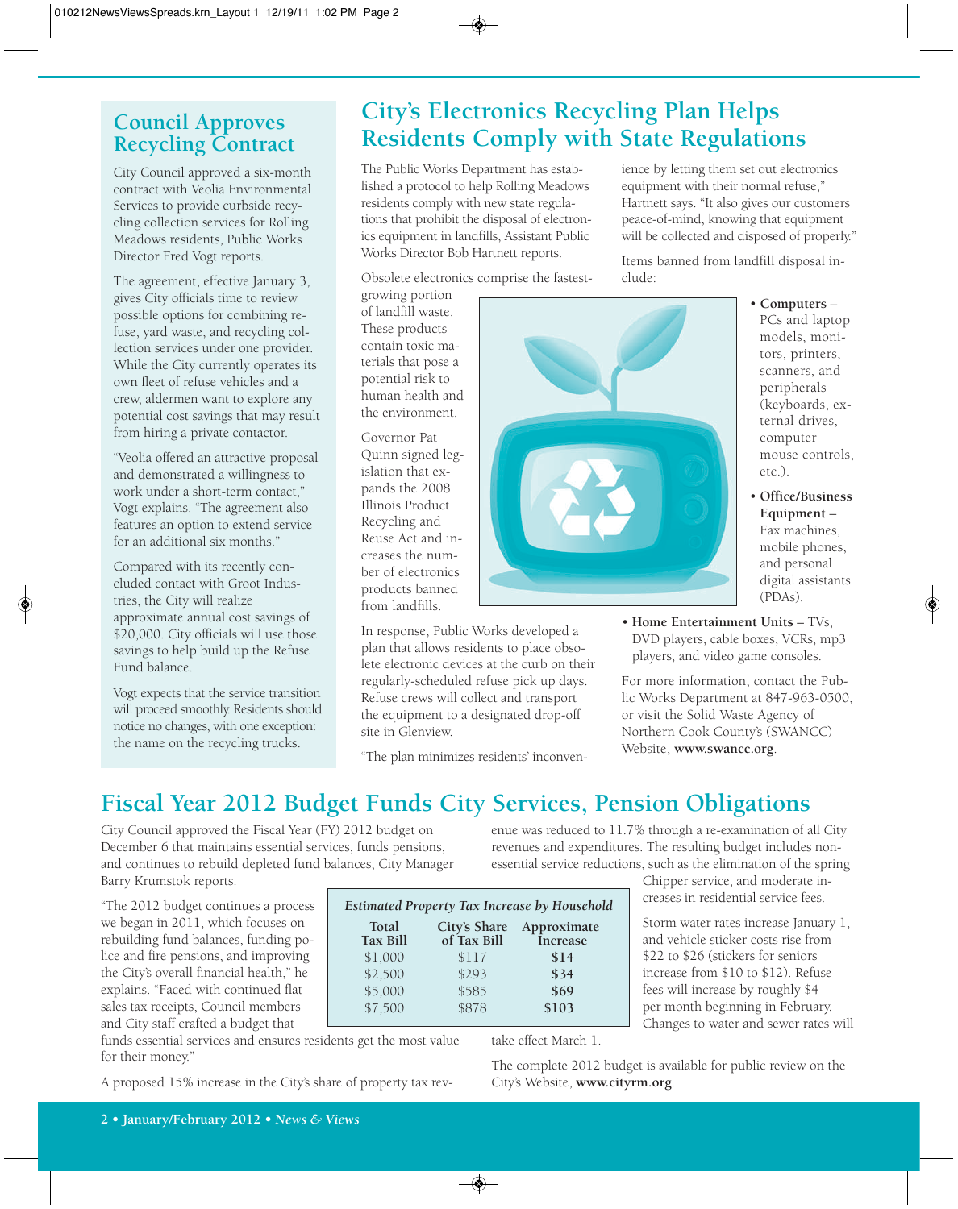## Council Approves Recycling Contract

City Council approved a six-month contract with Veolia Environmental Services to provide curbside recycling collection services for Rolling Meadows residents, Public Works Director Fred Vogt reports.

The agreement, effective January 3, gives City officials time to review possible options for combining refuse, yard waste, and recycling collection services under one provider. While the City currently operates its own fleet of refuse vehicles and a crew, aldermen want to explore any potential cost savings that may result from hiring a private contactor.

"Veolia offered an attractive proposal and demonstrated a willingness to work under a short-term contact," Vogt explains. "The agreement also features an option to extend service for an additional six months."

Compared with its recently concluded contact with Groot Industries, the City will realize approximate annual cost savings of $20,000. City officials will use those savings to help build up the Refuse Fund balance.

Vogt expects that the service transition will proceed smoothly. Residents should notice no changes, with one exception: the name on the recycling trucks.

## City's Electronics Recycling Plan Helps Residents Comply with State Regulations

The Public Works Department has established a protocol to help Rolling Meadows residents comply with new state regulations that prohibit the disposal of electronics equipment in landfills, Assistant Public Works Director Bob Hartnett reports.

Obsolete electronics comprise the fastest-growing portion of landfill waste. These products contain toxic materials that pose a potential risk to human health and the environment.

Governor Pat Quinn signed legislation that expands the 2008 Illinois Product Recycling and Reuse Act and increases the number of electronics products banned from landfills.

In response, Public Works developed a plan that allows residents to place obsolete electronic devices at the curb on their regularly-scheduled refuse pick up days. Refuse crews will collect and transport the equipment to a designated drop-off site in Glenview.

"The plan minimizes residents' inconvenience by letting them set out electronics equipment with their normal refuse," Hartnett says. "It also gives our customers peace-of-mind, knowing that equipment will be collected and disposed of properly."

Items banned from landfill disposal include:

- **Computers** – PCs and laptop models, monitors, printers, scanners, and peripherals (keyboards, external drives, computer mouse controls, etc.).
- **Office/Business Equipment** – Fax machines, mobile phones, and personal digital assistants (PDAs).
- **Home Entertainment Units** – TVs, DVD players, cable boxes, VCRs, mp3 players, and video game consoles.

For more information, contact the Public Works Department at 847-963-0500, or visit the Solid Waste Agency of Northern Cook County's (SWANCC) Website, **www.swancc.org**.

## Fiscal Year 2012 Budget Funds City Services, Pension Obligations

City Council approved the Fiscal Year (FY) 2012 budget on December 6 that maintains essential services, funds pensions, and continues to rebuild depleted fund balances, City Manager Barry Krumstok reports.

"The 2012 budget continues a process we began in 2011, which focuses on rebuilding fund balances, funding police and fire pensions, and improving the City's overall financial health," he explains. "Faced with continued flat sales tax receipts, Council members and City staff crafted a budget that funds essential services and ensures residents get the most value for their money."

A proposed 15% increase in the City's share of property tax revenue was reduced to 11.7% through a re-examination of all City revenues and expenditures. The resulting budget includes non-essential service reductions, such as the elimination of the spring Chipper service, and moderate increases in residential service fees.

*Estimated Property Tax Increase by Household*

| Total Tax Bill | City's Share of Tax Bill | Approximate Increase |
|---|---|---|
| $1,000 | $117 | **$14** |
| $2,500 | $293 | **$34** |
| $5,000 | $585 | **$69** |
| $7,500 | $878 | **$103** |

Storm water rates increase January 1, and vehicle sticker costs rise from $22 to $26 (stickers for seniors increase from $10 to $12). Refuse fees will increase by roughly $4 per month beginning in February. Changes to water and sewer rates will take effect March 1.

The complete 2012 budget is available for public review on the City's Website, **www.cityrm.org**.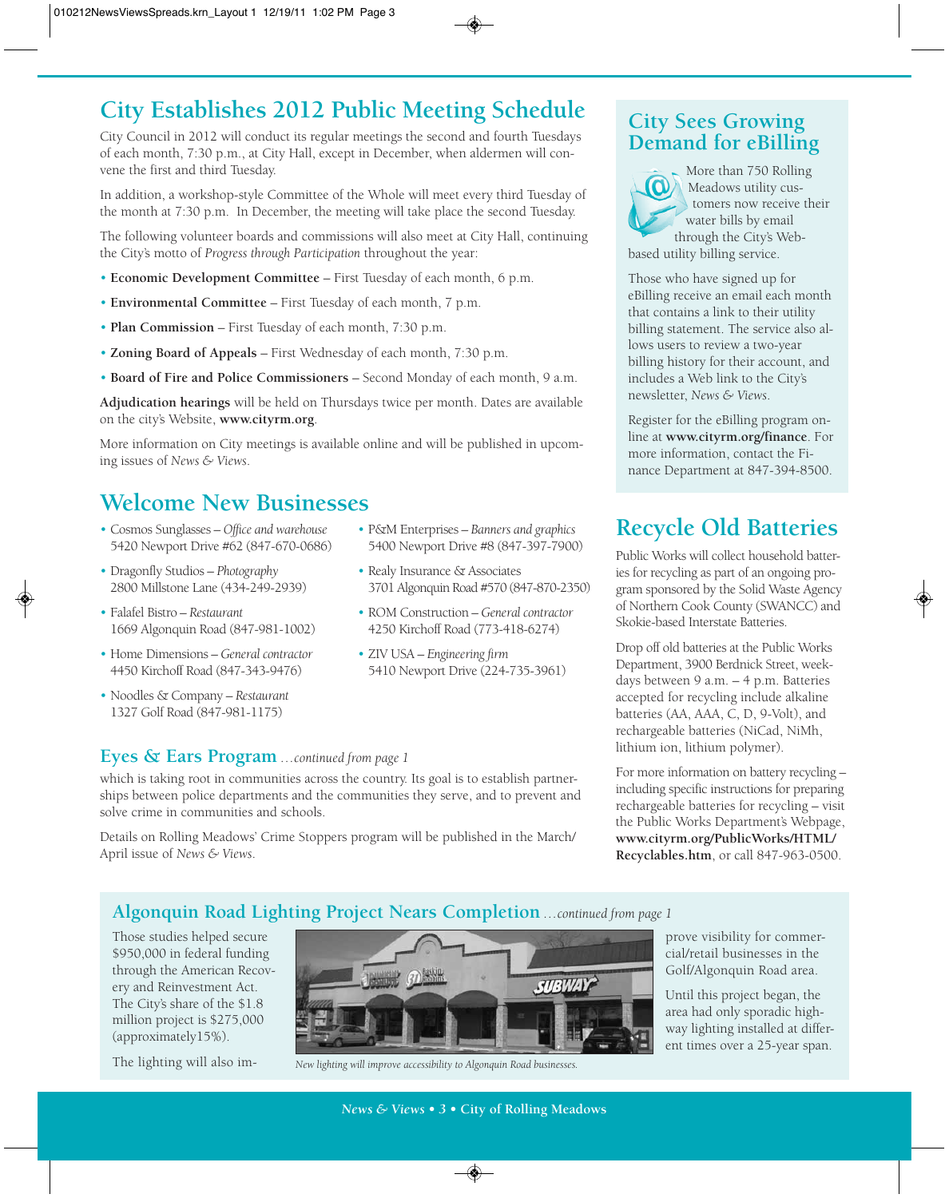# City Establishes 2012 Public Meeting Schedule

City Council in 2012 will conduct its regular meetings the second and fourth Tuesdays of each month, 7:30 p.m., at City Hall, except in December, when aldermen will convene the first and third Tuesday.

In addition, a workshop-style Committee of the Whole will meet every third Tuesday of the month at 7:30 p.m. In December, the meeting will take place the second Tuesday.

The following volunteer boards and commissions will also meet at City Hall, continuing the City's motto of *Progress through Participation* throughout the year:

- **Economic Development Committee** – First Tuesday of each month, 6 p.m.
- **Environmental Committee** – First Tuesday of each month, 7 p.m.
- **Plan Commission** – First Tuesday of each month, 7:30 p.m.
- **Zoning Board of Appeals** – First Wednesday of each month, 7:30 p.m.
- **Board of Fire and Police Commissioners** – Second Monday of each month, 9 a.m.

**Adjudication hearings** will be held on Thursdays twice per month. Dates are available on the city's Website, **www.cityrm.org**.

More information on City meetings is available online and will be published in upcoming issues of *News & Views*.

# Welcome New Businesses

- Cosmos Sunglasses – *Office and warehouse*
  5420 Newport Drive #62 (847-670-0686)
- Dragonfly Studios – *Photography*
  2800 Millstone Lane (434-249-2939)
- Falafel Bistro – *Restaurant*
  1669 Algonquin Road (847-981-1002)
- Home Dimensions – *General contractor*
  4450 Kirchoff Road (847-343-9476)
- Noodles & Company – *Restaurant*
  1327 Golf Road (847-981-1175)
- P&M Enterprises – *Banners and graphics*
  5400 Newport Drive #8 (847-397-7900)
- Realy Insurance & Associates
  3701 Algonquin Road #570 (847-870-2350)
- ROM Construction – *General contractor*
  4250 Kirchoff Road (773-418-6274)
- ZIV USA – *Engineering firm*
  5410 Newport Drive (224-735-3961)

## Eyes & Ears Program *...continued from page 1*

which is taking root in communities across the country. Its goal is to establish partnerships between police departments and the communities they serve, and to prevent and solve crime in communities and schools.

Details on Rolling Meadows' Crime Stoppers program will be published in the March/April issue of *News & Views*.

# City Sees Growing Demand for eBilling

More than 750 Rolling Meadows utility customers now receive their water bills by email through the City's Web-based utility billing service.

Those who have signed up for eBilling receive an email each month that contains a link to their utility billing statement. The service also allows users to review a two-year billing history for their account, and includes a Web link to the City's newsletter, *News & Views*.

Register for the eBilling program online at **www.cityrm.org/finance**. For more information, contact the Finance Department at 847-394-8500.

# Recycle Old Batteries

Public Works will collect household batteries for recycling as part of an ongoing program sponsored by the Solid Waste Agency of Northern Cook County (SWANCC) and Skokie-based Interstate Batteries.

Drop off old batteries at the Public Works Department, 3900 Berdnick Street, weekdays between 9 a.m. – 4 p.m. Batteries accepted for recycling include alkaline batteries (AA, AAA, C, D, 9-Volt), and rechargeable batteries (NiCad, NiMh, lithium ion, lithium polymer).

For more information on battery recycling – including specific instructions for preparing rechargeable batteries for recycling – visit the Public Works Department's Webpage, **www.cityrm.org/PublicWorks/HTML/Recyclables.htm**, or call 847-963-0500.

## Algonquin Road Lighting Project Nears Completion *...continued from page 1*

Those studies helped secure $950,000 in federal funding through the American Recovery and Reinvestment Act. The City's share of the $1.8 million project is $275,000 (approximately15%).

The lighting will also improve visibility for commercial/retail businesses in the Golf/Algonquin Road area.

*New lighting will improve accessibility to Algonquin Road businesses.*

Until this project began, the area had only sporadic highway lighting installed at different times over a 25-year span.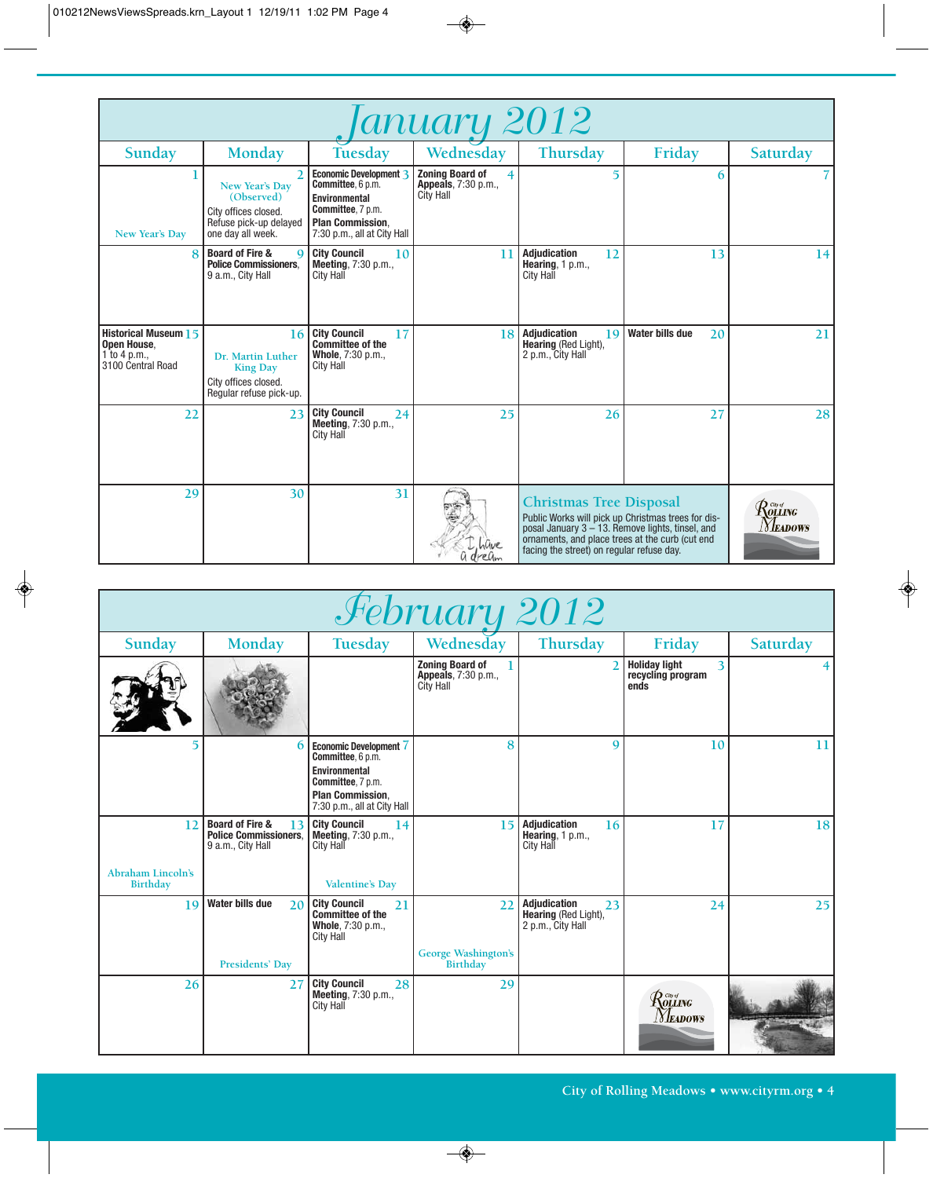# January 2012

| Sunday | Monday | Tuesday | Wednesday | Thursday | Friday | Saturday |
|---|---|---|---|---|---|---|
| 1 New Year's Day | 2 New Year's Day (Observed) City offices closed. Refuse pick-up delayed one day all week. | 3 **Economic Development Committee**, 6 p.m. **Environmental Committee**, 7 p.m. **Plan Commission**, 7:30 p.m., all at City Hall | 4 **Zoning Board of Appeals**, 7:30 p.m., City Hall | 5 | 6 | 7 |
| 8 | 9 **Board of Fire & Police Commissioners**, 9 a.m., City Hall | 10 **City Council Meeting**, 7:30 p.m., City Hall | 11 | 12 **Adjudication Hearing**, 1 p.m., City Hall | 13 | 14 |
| 15 **Historical Museum Open House**, 1 to 4 p.m., 3100 Central Road | 16 Dr. Martin Luther King Day City offices closed. Regular refuse pick-up. | 17 **City Council Committee of the Whole**, 7:30 p.m., City Hall | 18 | 19 **Adjudication Hearing** (Red Light), 2 p.m., City Hall | 20 **Water bills due** | 21 |
| 22 | 23 | 24 **City Council Meeting**, 7:30 p.m., City Hall | 25 | 26 | 27 | 28 |
| 29 | 30 | 31 | I have a dream | **Christmas Tree Disposal** Public Works will pick up Christmas trees for disposal January 3 – 13. Remove lights, tinsel, and ornaments, and place trees at the curb (cut end facing the street) on regular refuse day. | | City of Rolling Meadows |

# February 2012

| Sunday | Monday | Tuesday | Wednesday | Thursday | Friday | Saturday |
|---|---|---|---|---|---|---|
| | | | 1 **Zoning Board of Appeals**, 7:30 p.m., City Hall | 2 | 3 **Holiday light recycling program ends** | 4 |
| 5 | 6 | 7 **Economic Development Committee**, 6 p.m. **Environmental Committee**, 7 p.m. **Plan Commission**, 7:30 p.m., all at City Hall | 8 | 9 | 10 | 11 |
| 12 Abraham Lincoln's Birthday | 13 **Board of Fire & Police Commissioners**, 9 a.m., City Hall | 14 **City Council Meeting**, 7:30 p.m., City Hall Valentine's Day | 15 | 16 **Adjudication Hearing**, 1 p.m., City Hall | 17 | 18 |
| 19 | 20 **Water bills due** Presidents' Day | 21 **City Council Committee of the Whole**, 7:30 p.m., City Hall | 22 George Washington's Birthday | 23 **Adjudication Hearing** (Red Light), 2 p.m., City Hall | 24 | 25 |
| 26 | 27 | 28 **City Council Meeting**, 7:30 p.m., City Hall | 29 | | City of Rolling Meadows | |

City of Rolling Meadows • www.cityrm.org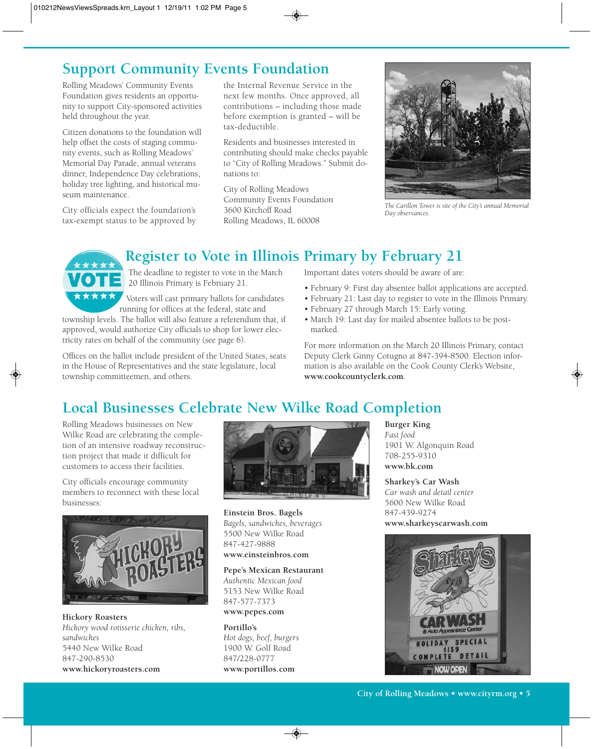## Support Community Events Foundation

Rolling Meadows' Community Events Foundation gives residents an opportunity to support City-sponsored activities held throughout the year.

Citizen donations to the foundation will help offset the costs of staging community events, such as Rolling Meadows' Memorial Day Parade, annual veterans dinner, Independence Day celebrations, holiday tree lighting, and historical museum maintenance.

City officials expect the foundation's tax-exempt status to be approved by the Internal Revenue Service in the next few months. Once approved, all contributions – including those made before exemption is granted – will be tax-deductible.

Residents and businesses interested in contributing should make checks payable to "City of Rolling Meadows." Submit donations to:

City of Rolling Meadows
Community Events Foundation
3600 Kirchoff Road
Rolling Meadows, IL 60008

*The Carillon Tower is site of the City's annual Memorial Day observances.*

## Register to Vote in Illinois Primary by February 21

The deadline to register to vote in the March 20 Illinois Primary is February 21.

Voters will cast primary ballots for candidates running for offices at the federal, state and township levels. The ballot will also feature a referendum that, if approved, would authorize City officials to shop for lower electricity rates on behalf of the community (see page 6).

Offices on the ballot include president of the United States, seats in the House of Representatives and the state legislature, local township committeemen, and others.

Important dates voters should be aware of are:

- February 9: First day absentee ballot applications are accepted.
- February 21: Last day to register to vote in the Illinois Primary.
- February 27 through March 15: Early voting.
- March 19: Last day for mailed absentee ballots to be postmarked.

For more information on the March 20 Illinois Primary, contact Deputy Clerk Ginny Cotugno at 847-394-8500. Election information is also available on the Cook County Clerk's Website, **www.cookcountyclerk.com**.

## Local Businesses Celebrate New Wilke Road Completion

Rolling Meadows businesses on New Wilke Road are celebrating the completion of an intensive roadway reconstruction project that made it difficult for customers to access their facilities.

City officials encourage community members to reconnect with these local businesses:

**Hickory Roasters**
*Hickory wood rotisserie chicken, ribs, sandwiches*
5440 New Wilke Road
847-290-8530
**www.hickoryroasters.com**

**Einstein Bros. Bagels**
*Bagels, sandwiches, beverages*
5500 New Wilke Road
847-427-9888
**www.einsteinbros.com**

**Pepe's Mexican Restaurant**
*Authentic Mexican food*
5153 New Wilke Road
847-577-7373
**www.pepes.com**

**Portillo's**
*Hot dogs, beef, burgers*
1900 W. Golf Road
847/228-0777
**www.portillos.com**

**Burger King**
*Fast food*
1901 W. Algonquin Road
708-255-9310
**www.bk.com**

**Sharkey's Car Wash**
*Car wash and detail center*
5600 New Wilke Road
847-439-9274
**www.sharkeyscarwash.com**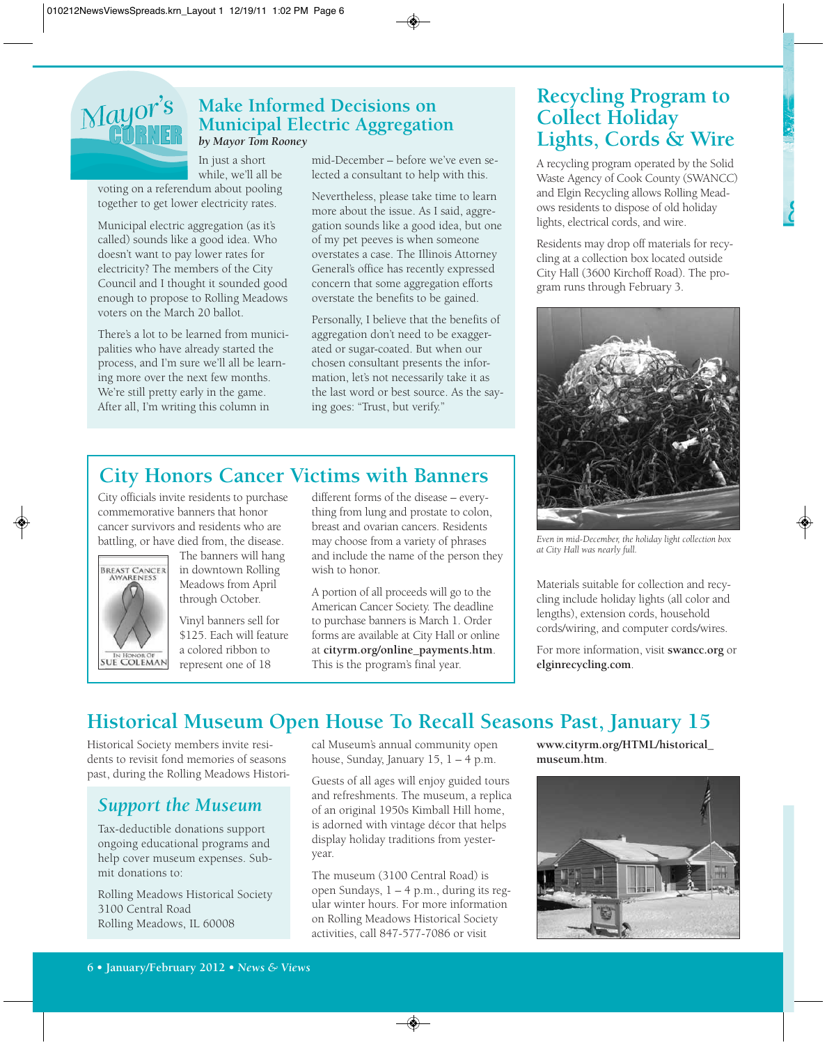## Mayor's Corner

# Make Informed Decisions on Municipal Electric Aggregation

*by Mayor Tom Rooney*

In just a short while, we'll all be voting on a referendum about pooling together to get lower electricity rates.

Municipal electric aggregation (as it's called) sounds like a good idea. Who doesn't want to pay lower rates for electricity? The members of the City Council and I thought it sounded good enough to propose to Rolling Meadows voters on the March 20 ballot.

There's a lot to be learned from municipalities who have already started the process, and I'm sure we'll all be learning more over the next few months. We're still pretty early in the game. After all, I'm writing this column in mid-December – before we've even selected a consultant to help with this.

Nevertheless, please take time to learn more about the issue. As I said, aggregation sounds like a good idea, but one of my pet peeves is when someone overstates a case. The Illinois Attorney General's office has recently expressed concern that some aggregation efforts overstate the benefits to be gained.

Personally, I believe that the benefits of aggregation don't need to be exaggerated or sugar-coated. But when our chosen consultant presents the information, let's not necessarily take it as the last word or best source. As the saying goes: "Trust, but verify."

# City Honors Cancer Victims with Banners

City officials invite residents to purchase commemorative banners that honor cancer survivors and residents who are battling, or have died from, the disease.

BREAST CANCER AWARENESS
IN HONOR OF
SUE COLEMAN

The banners will hang in downtown Rolling Meadows from April through October.

Vinyl banners sell for $125. Each will feature a colored ribbon to represent one of 18 different forms of the disease – everything from lung and prostate to colon, breast and ovarian cancers. Residents may choose from a variety of phrases and include the name of the person they wish to honor.

A portion of all proceeds will go to the American Cancer Society. The deadline to purchase banners is March 1. Order forms are available at City Hall or online at **cityrm.org/online_payments.htm**. This is the program's final year.

# Recycling Program to Collect Holiday Lights, Cords & Wire

A recycling program operated by the Solid Waste Agency of Cook County (SWANCC) and Elgin Recycling allows Rolling Meadows residents to dispose of old holiday lights, electrical cords, and wire.

Residents may drop off materials for recycling at a collection box located outside City Hall (3600 Kirchoff Road). The program runs through February 3.

*Even in mid-December, the holiday light collection box at City Hall was nearly full.*

Materials suitable for collection and recycling include holiday lights (all color and lengths), extension cords, household cords/wiring, and computer cords/wires.

For more information, visit **swancc.org** or **elginrecycling.com**.

# Historical Museum Open House To Recall Seasons Past, January 15

Historical Society members invite residents to revisit fond memories of seasons past, during the Rolling Meadows Historical Museum's annual community open house, Sunday, January 15, 1 – 4 p.m.

Guests of all ages will enjoy guided tours and refreshments. The museum, a replica of an original 1950s Kimball Hill home, is adorned with vintage décor that helps display holiday traditions from yesteryear.

The museum (3100 Central Road) is open Sundays, 1 – 4 p.m., during its regular winter hours. For more information on Rolling Meadows Historical Society activities, call 847-577-7086 or visit **www.cityrm.org/HTML/historical_museum.htm**.

## *Support the Museum*

Tax-deductible donations support ongoing educational programs and help cover museum expenses. Submit donations to:

Rolling Meadows Historical Society
3100 Central Road
Rolling Meadows, IL 60008